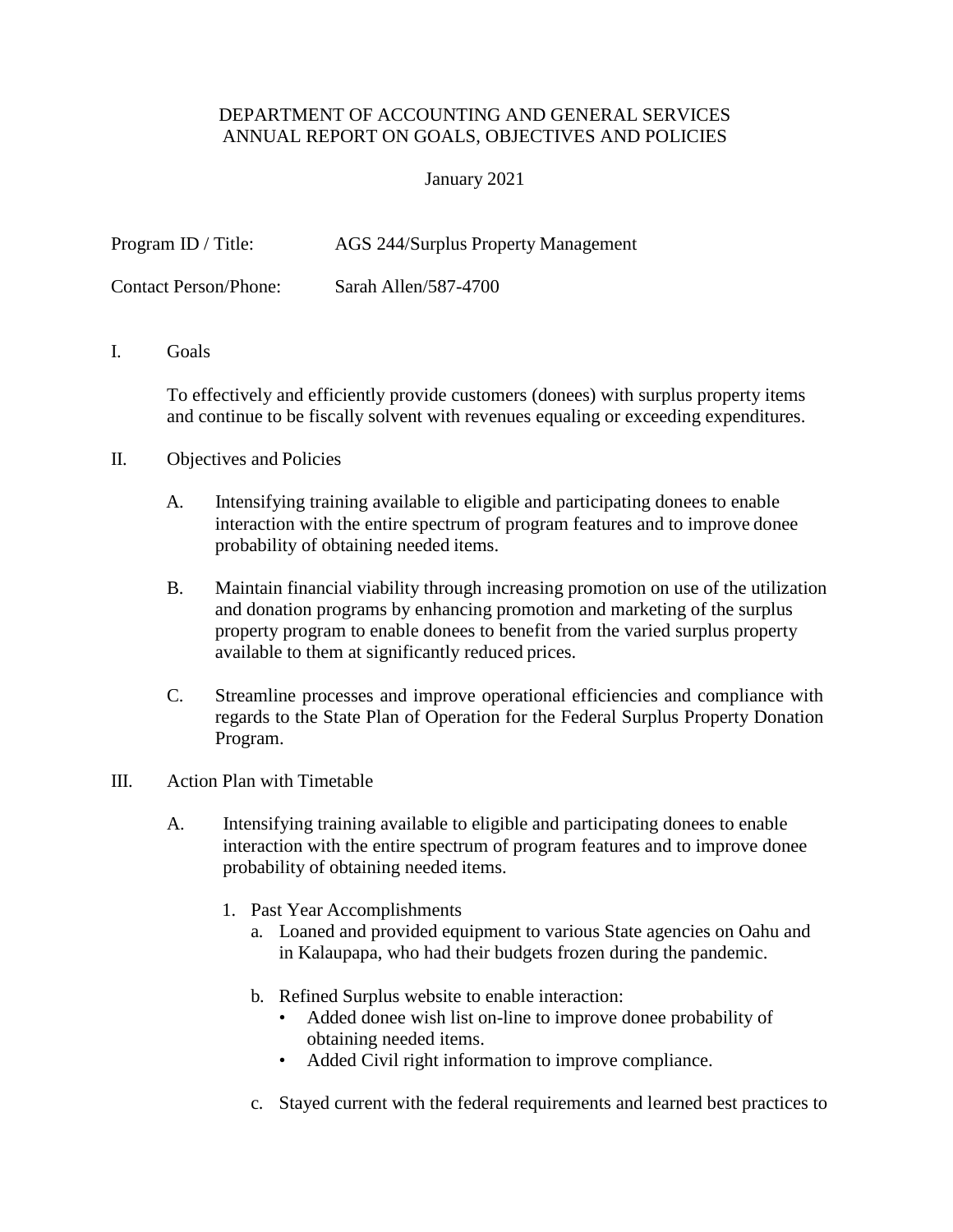# DEPARTMENT OF ACCOUNTING AND GENERAL SERVICES
# ANNUAL REPORT ON GOALS, OBJECTIVES AND POLICIES

January 2021

Program ID / Title: AGS 244/Surplus Property Management

Contact Person/Phone: Sarah Allen/587-4700

## I. Goals

To effectively and efficiently provide customers (donees) with surplus property items and continue to be fiscally solvent with revenues equaling or exceeding expenditures.

## II. Objectives and Policies

A. Intensifying training available to eligible and participating donees to enable interaction with the entire spectrum of program features and to improve donee probability of obtaining needed items.

B. Maintain financial viability through increasing promotion on use of the utilization and donation programs by enhancing promotion and marketing of the surplus property program to enable donees to benefit from the varied surplus property available to them at significantly reduced prices.

C. Streamline processes and improve operational efficiencies and compliance with regards to the State Plan of Operation for the Federal Surplus Property Donation Program.

## III. Action Plan with Timetable

A. Intensifying training available to eligible and participating donees to enable interaction with the entire spectrum of program features and to improve donee probability of obtaining needed items.

1. Past Year Accomplishments
   a. Loaned and provided equipment to various State agencies on Oahu and in Kalaupapa, who had their budgets frozen during the pandemic.

   b. Refined Surplus website to enable interaction:
      - Added donee wish list on-line to improve donee probability of obtaining needed items.
      - Added Civil right information to improve compliance.

   c. Stayed current with the federal requirements and learned best practices to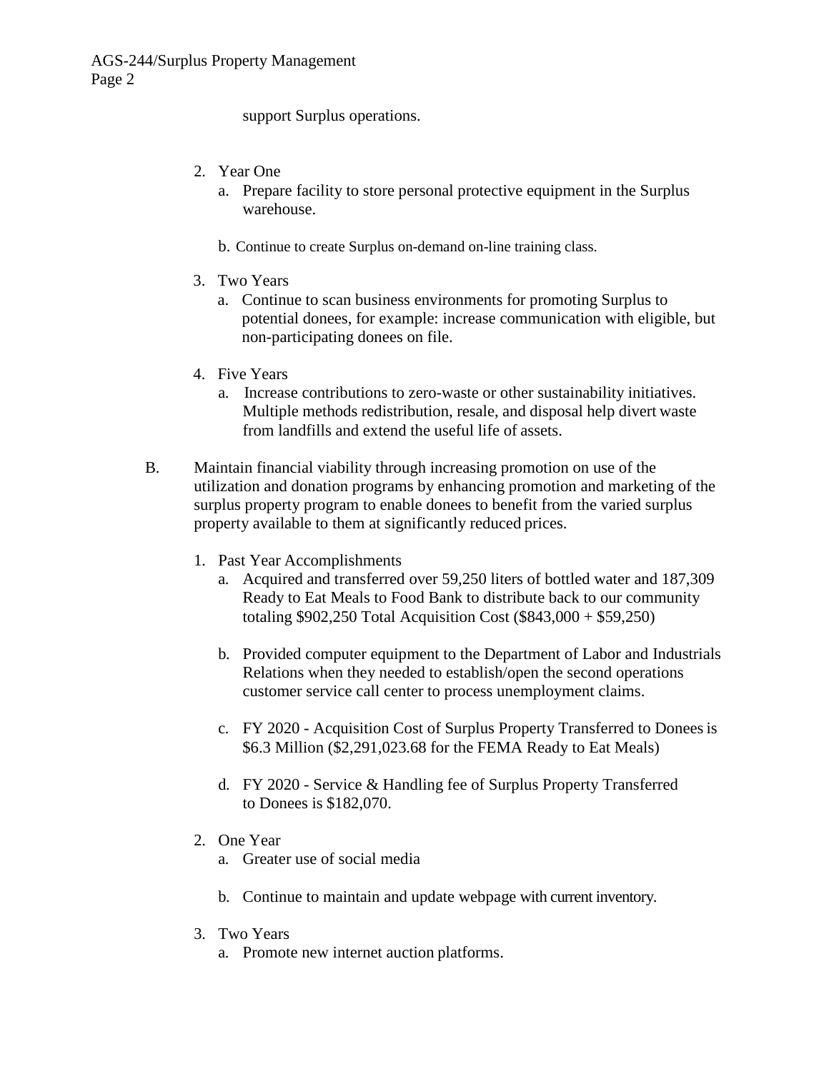support Surplus operations.

2. Year One
   a. Prepare facility to store personal protective equipment in the Surplus warehouse.

   b. Continue to create Surplus on-demand on-line training class.

3. Two Years
   a. Continue to scan business environments for promoting Surplus to potential donees, for example: increase communication with eligible, but non-participating donees on file.

4. Five Years
   a. Increase contributions to zero-waste or other sustainability initiatives. Multiple methods redistribution, resale, and disposal help divert waste from landfills and extend the useful life of assets.

B. Maintain financial viability through increasing promotion on use of the utilization and donation programs by enhancing promotion and marketing of the surplus property program to enable donees to benefit from the varied surplus property available to them at significantly reduced prices.

1. Past Year Accomplishments
   a. Acquired and transferred over 59,250 liters of bottled water and 187,309 Ready to Eat Meals to Food Bank to distribute back to our community totaling $902,250 Total Acquisition Cost ($843,000 + $59,250)

   b. Provided computer equipment to the Department of Labor and Industrials Relations when they needed to establish/open the second operations customer service call center to process unemployment claims.

   c. FY 2020 - Acquisition Cost of Surplus Property Transferred to Donees is $6.3 Million ($2,291,023.68 for the FEMA Ready to Eat Meals)

   d. FY 2020 - Service & Handling fee of Surplus Property Transferred to Donees is $182,070.

2. One Year
   a. Greater use of social media

   b. Continue to maintain and update webpage with current inventory.

3. Two Years
   a. Promote new internet auction platforms.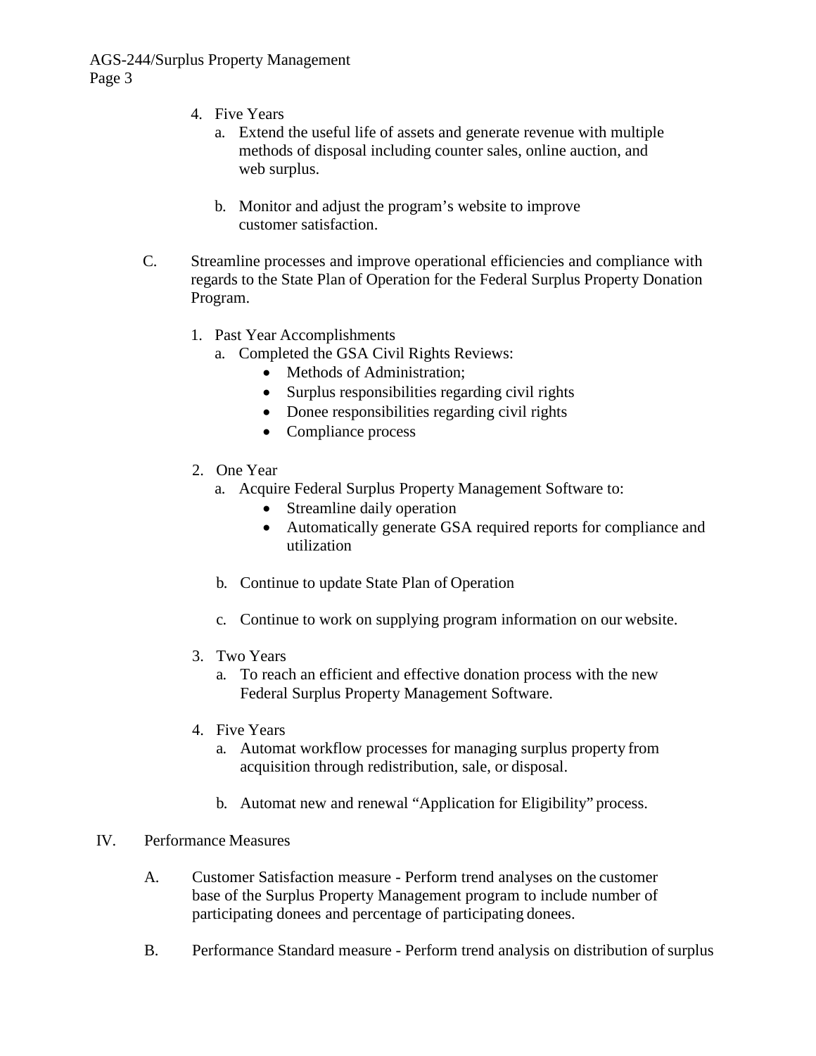4. Five Years
   a. Extend the useful life of assets and generate revenue with multiple methods of disposal including counter sales, online auction, and web surplus.

   b. Monitor and adjust the program's website to improve customer satisfaction.

C. Streamline processes and improve operational efficiencies and compliance with regards to the State Plan of Operation for the Federal Surplus Property Donation Program.

1. Past Year Accomplishments
   a. Completed the GSA Civil Rights Reviews:
      - Methods of Administration;
      - Surplus responsibilities regarding civil rights
      - Donee responsibilities regarding civil rights
      - Compliance process

2. One Year
   a. Acquire Federal Surplus Property Management Software to:
      - Streamline daily operation
      - Automatically generate GSA required reports for compliance and utilization

   b. Continue to update State Plan of Operation

   c. Continue to work on supplying program information on our website.

3. Two Years
   a. To reach an efficient and effective donation process with the new Federal Surplus Property Management Software.

4. Five Years
   a. Automat workflow processes for managing surplus property from acquisition through redistribution, sale, or disposal.

   b. Automat new and renewal "Application for Eligibility" process.

IV. Performance Measures

A. Customer Satisfaction measure - Perform trend analyses on the customer base of the Surplus Property Management program to include number of participating donees and percentage of participating donees.

B. Performance Standard measure - Perform trend analysis on distribution of surplus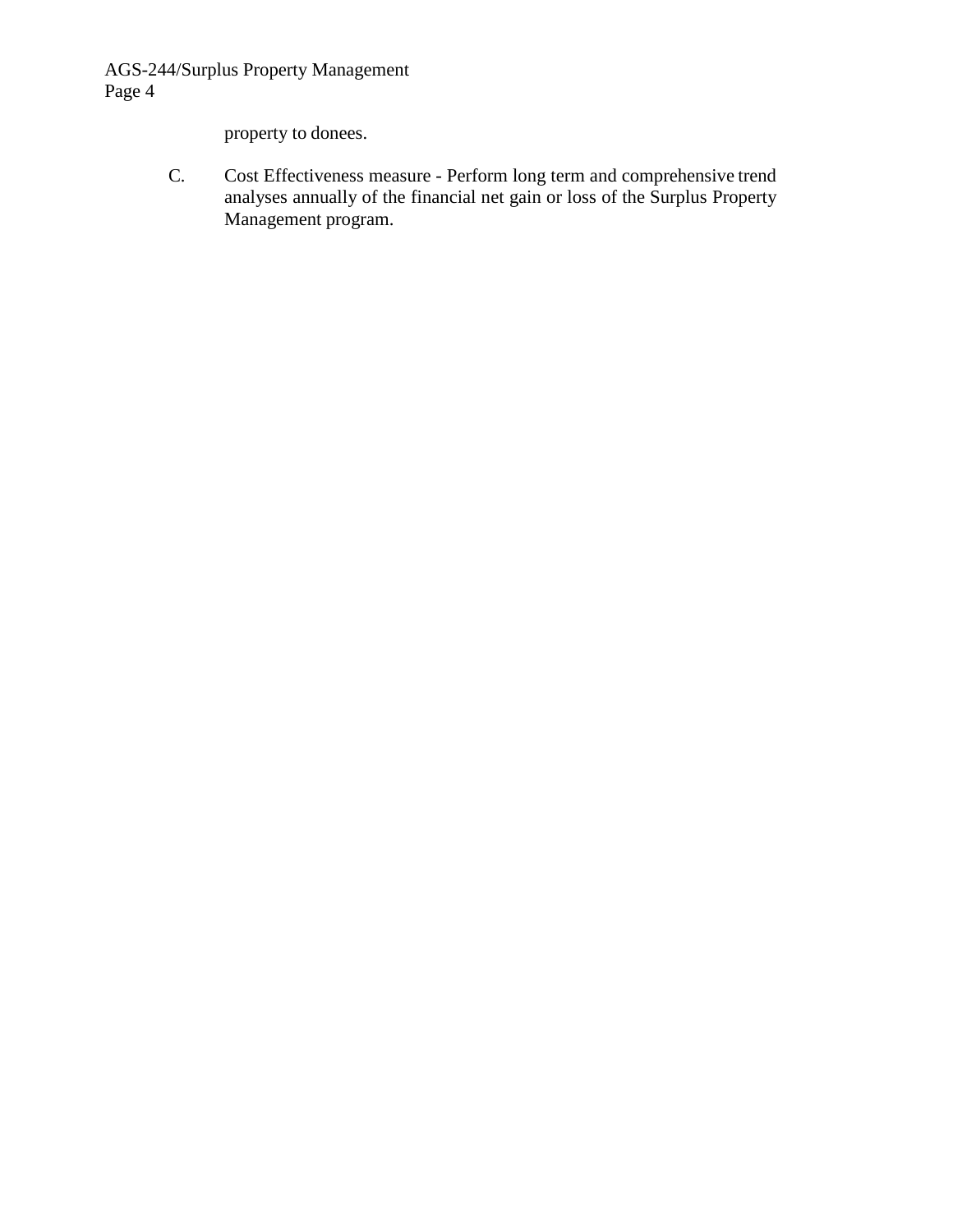property to donees.

C. Cost Effectiveness measure - Perform long term and comprehensive trend analyses annually of the financial net gain or loss of the Surplus Property Management program.